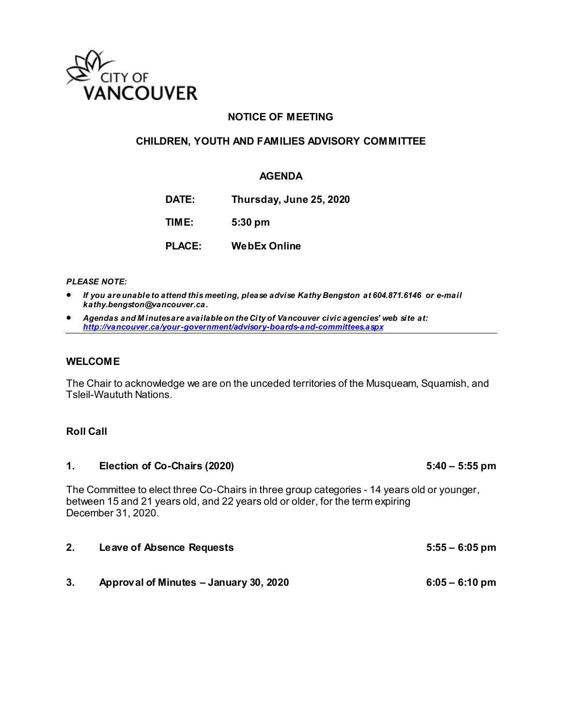CITY OF VANCOUVER

# NOTICE OF MEETING

## CHILDREN, YOUTH AND FAMILIES ADVISORY COMMITTEE

### AGENDA

| | |
|---|---|
| **DATE:** | **Thursday, June 25, 2020** |
| **TIME:** | **5:30 pm** |
| **PLACE:** | **WebEx Online** |

***PLEASE NOTE:***

- ***If you are unable to attend this meeting, please advise Kathy Bengston at 604.871.6146 or e-mail kathy.bengston@vancouver.ca.***
- ***Agendas and Minutes are available on the City of Vancouver civic agencies' web site at: http://vancouver.ca/your-government/advisory-boards-and-committees.aspx***

---

**WELCOME**

The Chair to acknowledge we are on the unceded territories of the Musqueam, Squamish, and Tsleil-Waututh Nations.

**Roll Call**

**1. Election of Co-Chairs (2020)** **5:40 – 5:55 pm**

The Committee to elect three Co-Chairs in three group categories - 14 years old or younger, between 15 and 21 years old, and 22 years old or older, for the term expiring December 31, 2020.

**2. Leave of Absence Requests** **5:55 – 6:05 pm**

**3. Approval of Minutes – January 30, 2020** **6:05 – 6:10 pm**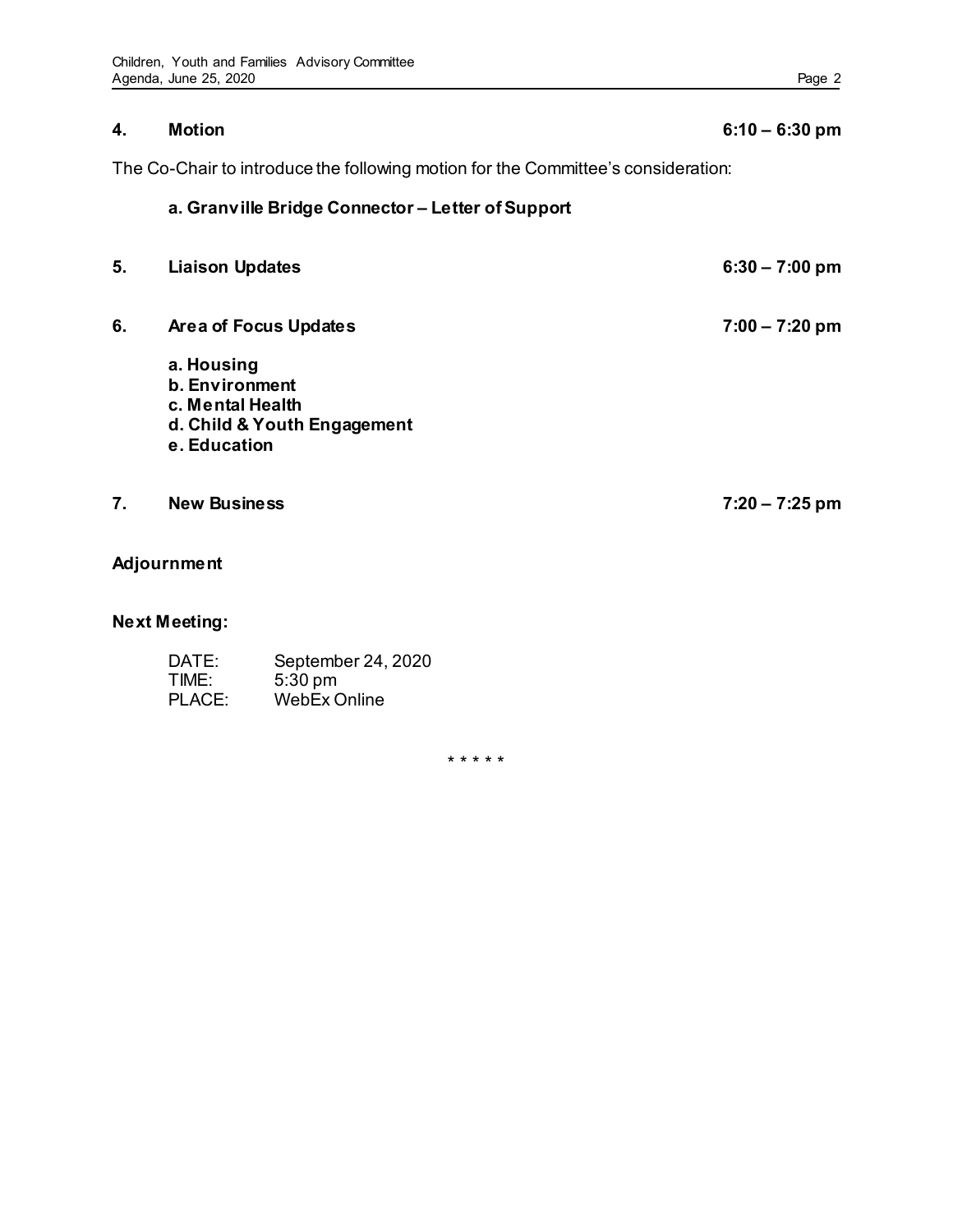**4. Motion** **6:10 – 6:30 pm**

The Co-Chair to introduce the following motion for the Committee's consideration:

**a. Granville Bridge Connector – Letter of Support**

**5. Liaison Updates** **6:30 – 7:00 pm**

**6. Area of Focus Updates** **7:00 – 7:20 pm**

**a. Housing**
**b. Environment**
**c. Mental Health**
**d. Child & Youth Engagement**
**e. Education**

**7. New Business** **7:20 – 7:25 pm**

**Adjournment**

**Next Meeting:**

DATE: September 24, 2020
TIME: 5:30 pm
PLACE: WebEx Online

* * * * *